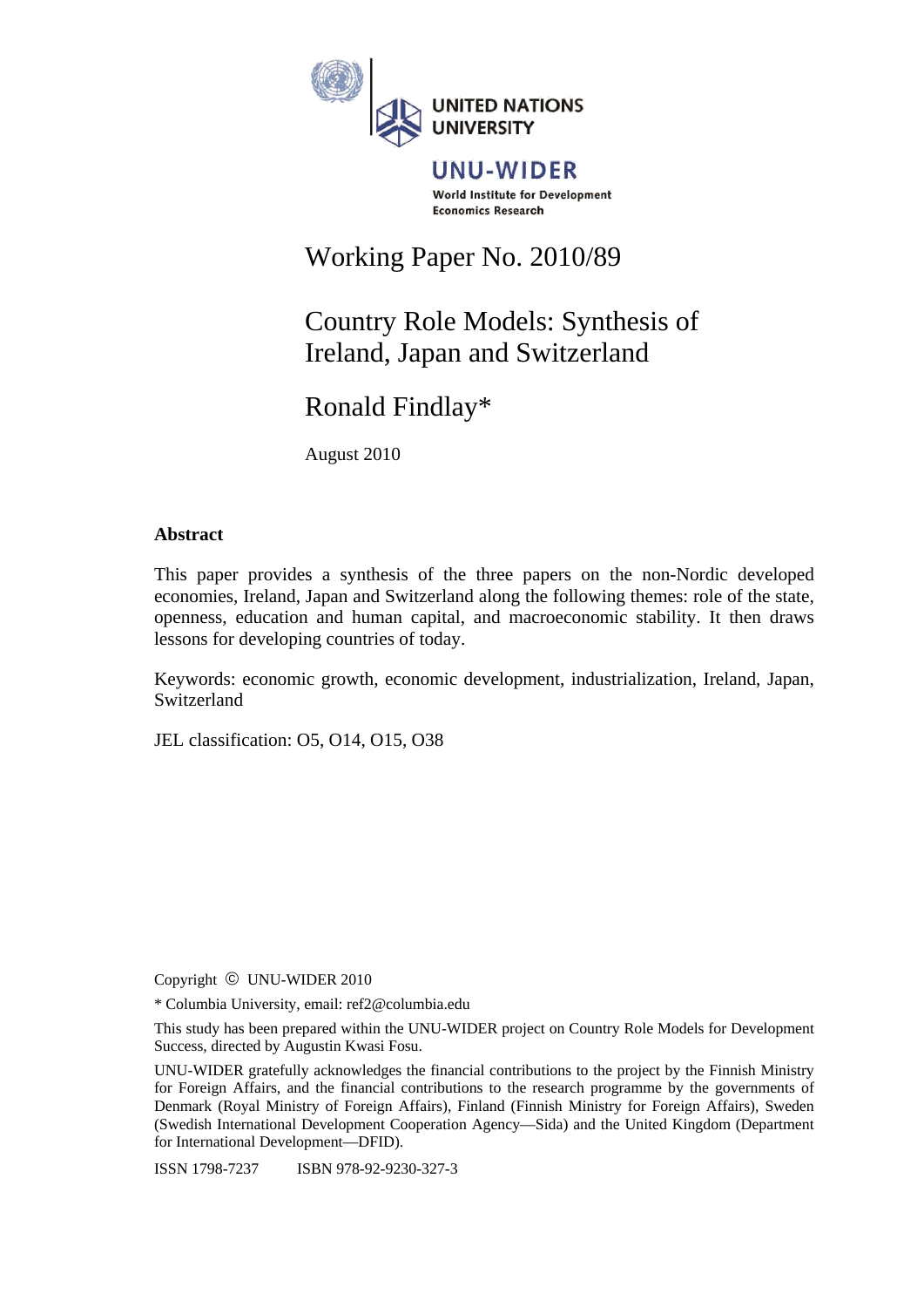UNITED NATIONS UNIVERSITY

UNU-WIDER

World Institute for Development Economics Research

Working Paper No. 2010/89

# Country Role Models: Synthesis of Ireland, Japan and Switzerland

Ronald Findlay*

August 2010

## Abstract

This paper provides a synthesis of the three papers on the non-Nordic developed economies, Ireland, Japan and Switzerland along the following themes: role of the state, openness, education and human capital, and macroeconomic stability. It then draws lessons for developing countries of today.

Keywords: economic growth, economic development, industrialization, Ireland, Japan, Switzerland

JEL classification: O5, O14, O15, O38

Copyright © UNU-WIDER 2010

* Columbia University, email: ref2@columbia.edu

This study has been prepared within the UNU-WIDER project on Country Role Models for Development Success, directed by Augustin Kwasi Fosu.

UNU-WIDER gratefully acknowledges the financial contributions to the project by the Finnish Ministry for Foreign Affairs, and the financial contributions to the research programme by the governments of Denmark (Royal Ministry of Foreign Affairs), Finland (Finnish Ministry for Foreign Affairs), Sweden (Swedish International Development Cooperation Agency—Sida) and the United Kingdom (Department for International Development—DFID).

ISSN 1798-7237 ISBN 978-92-9230-327-3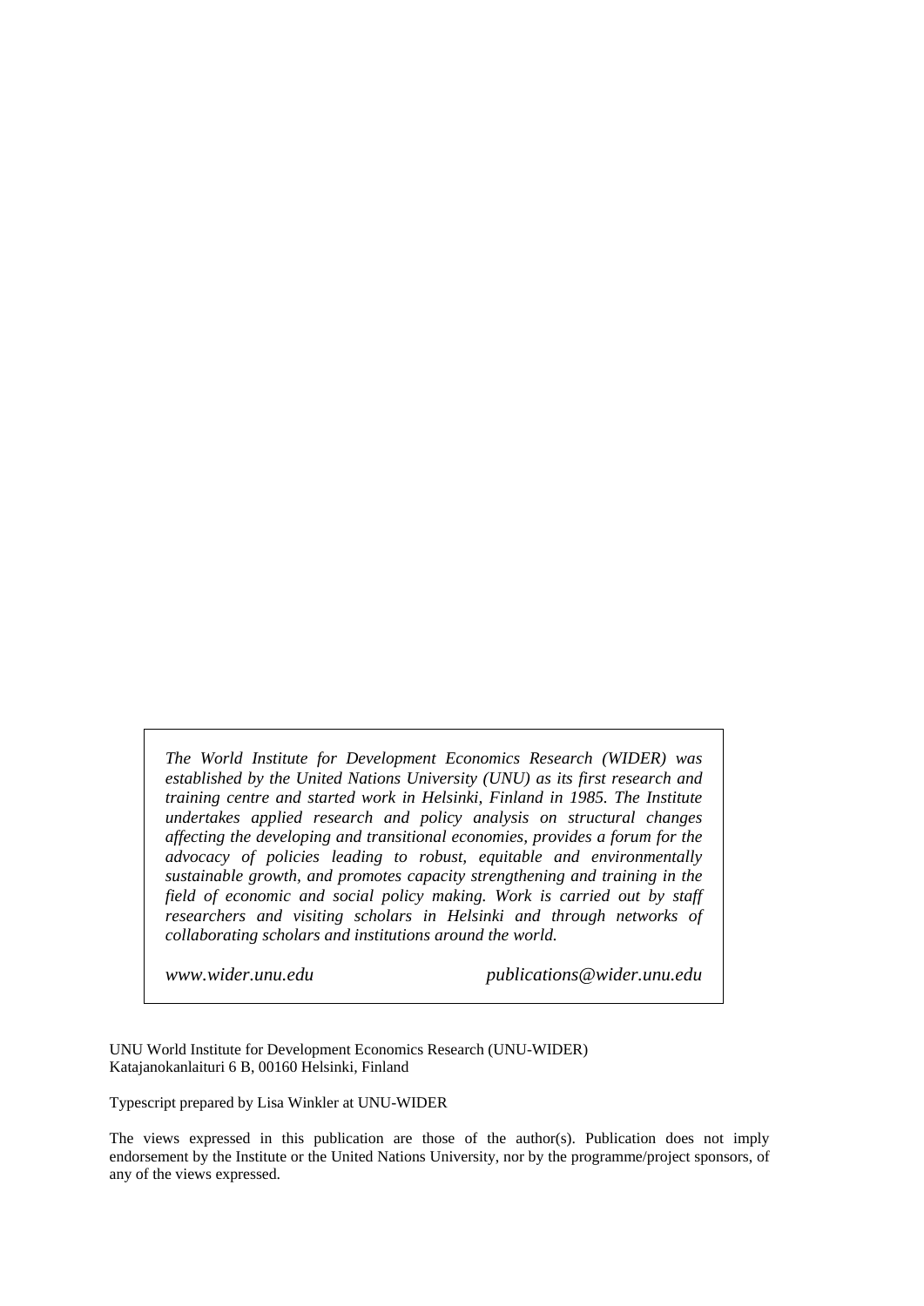*The World Institute for Development Economics Research (WIDER) was established by the United Nations University (UNU) as its first research and training centre and started work in Helsinki, Finland in 1985. The Institute undertakes applied research and policy analysis on structural changes affecting the developing and transitional economies, provides a forum for the advocacy of policies leading to robust, equitable and environmentally sustainable growth, and promotes capacity strengthening and training in the field of economic and social policy making. Work is carried out by staff researchers and visiting scholars in Helsinki and through networks of collaborating scholars and institutions around the world.*

*www.wider.unu.edu* *publications@wider.unu.edu*

UNU World Institute for Development Economics Research (UNU-WIDER)
Katajanokanlaituri 6 B, 00160 Helsinki, Finland

Typescript prepared by Lisa Winkler at UNU-WIDER

The views expressed in this publication are those of the author(s). Publication does not imply endorsement by the Institute or the United Nations University, nor by the programme/project sponsors, of any of the views expressed.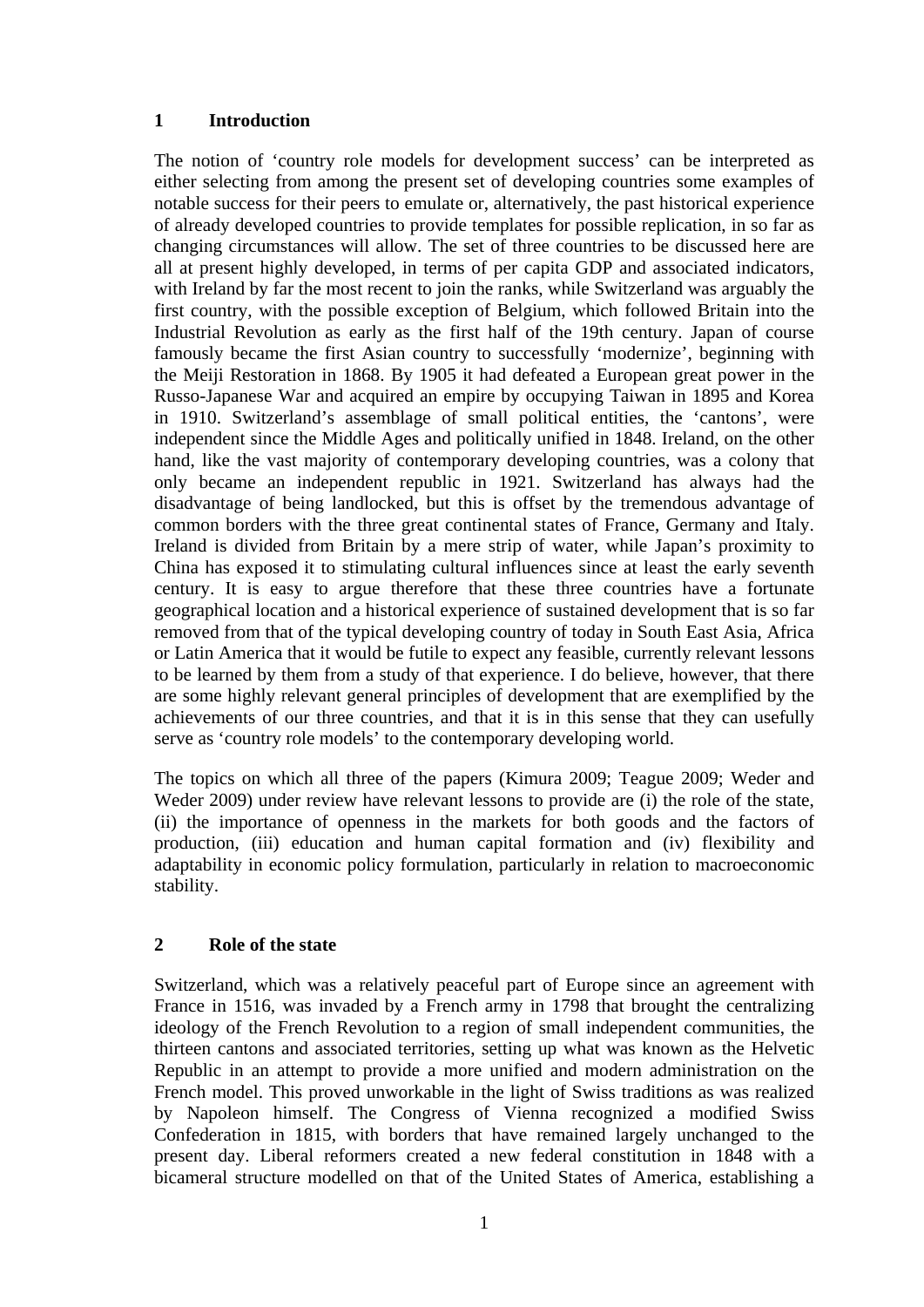## 1 Introduction

The notion of 'country role models for development success' can be interpreted as either selecting from among the present set of developing countries some examples of notable success for their peers to emulate or, alternatively, the past historical experience of already developed countries to provide templates for possible replication, in so far as changing circumstances will allow. The set of three countries to be discussed here are all at present highly developed, in terms of per capita GDP and associated indicators, with Ireland by far the most recent to join the ranks, while Switzerland was arguably the first country, with the possible exception of Belgium, which followed Britain into the Industrial Revolution as early as the first half of the 19th century. Japan of course famously became the first Asian country to successfully 'modernize', beginning with the Meiji Restoration in 1868. By 1905 it had defeated a European great power in the Russo-Japanese War and acquired an empire by occupying Taiwan in 1895 and Korea in 1910. Switzerland's assemblage of small political entities, the 'cantons', were independent since the Middle Ages and politically unified in 1848. Ireland, on the other hand, like the vast majority of contemporary developing countries, was a colony that only became an independent republic in 1921. Switzerland has always had the disadvantage of being landlocked, but this is offset by the tremendous advantage of common borders with the three great continental states of France, Germany and Italy. Ireland is divided from Britain by a mere strip of water, while Japan's proximity to China has exposed it to stimulating cultural influences since at least the early seventh century. It is easy to argue therefore that these three countries have a fortunate geographical location and a historical experience of sustained development that is so far removed from that of the typical developing country of today in South East Asia, Africa or Latin America that it would be futile to expect any feasible, currently relevant lessons to be learned by them from a study of that experience. I do believe, however, that there are some highly relevant general principles of development that are exemplified by the achievements of our three countries, and that it is in this sense that they can usefully serve as 'country role models' to the contemporary developing world.

The topics on which all three of the papers (Kimura 2009; Teague 2009; Weder and Weder 2009) under review have relevant lessons to provide are (i) the role of the state, (ii) the importance of openness in the markets for both goods and the factors of production, (iii) education and human capital formation and (iv) flexibility and adaptability in economic policy formulation, particularly in relation to macroeconomic stability.

## 2 Role of the state

Switzerland, which was a relatively peaceful part of Europe since an agreement with France in 1516, was invaded by a French army in 1798 that brought the centralizing ideology of the French Revolution to a region of small independent communities, the thirteen cantons and associated territories, setting up what was known as the Helvetic Republic in an attempt to provide a more unified and modern administration on the French model. This proved unworkable in the light of Swiss traditions as was realized by Napoleon himself. The Congress of Vienna recognized a modified Swiss Confederation in 1815, with borders that have remained largely unchanged to the present day. Liberal reformers created a new federal constitution in 1848 with a bicameral structure modelled on that of the United States of America, establishing a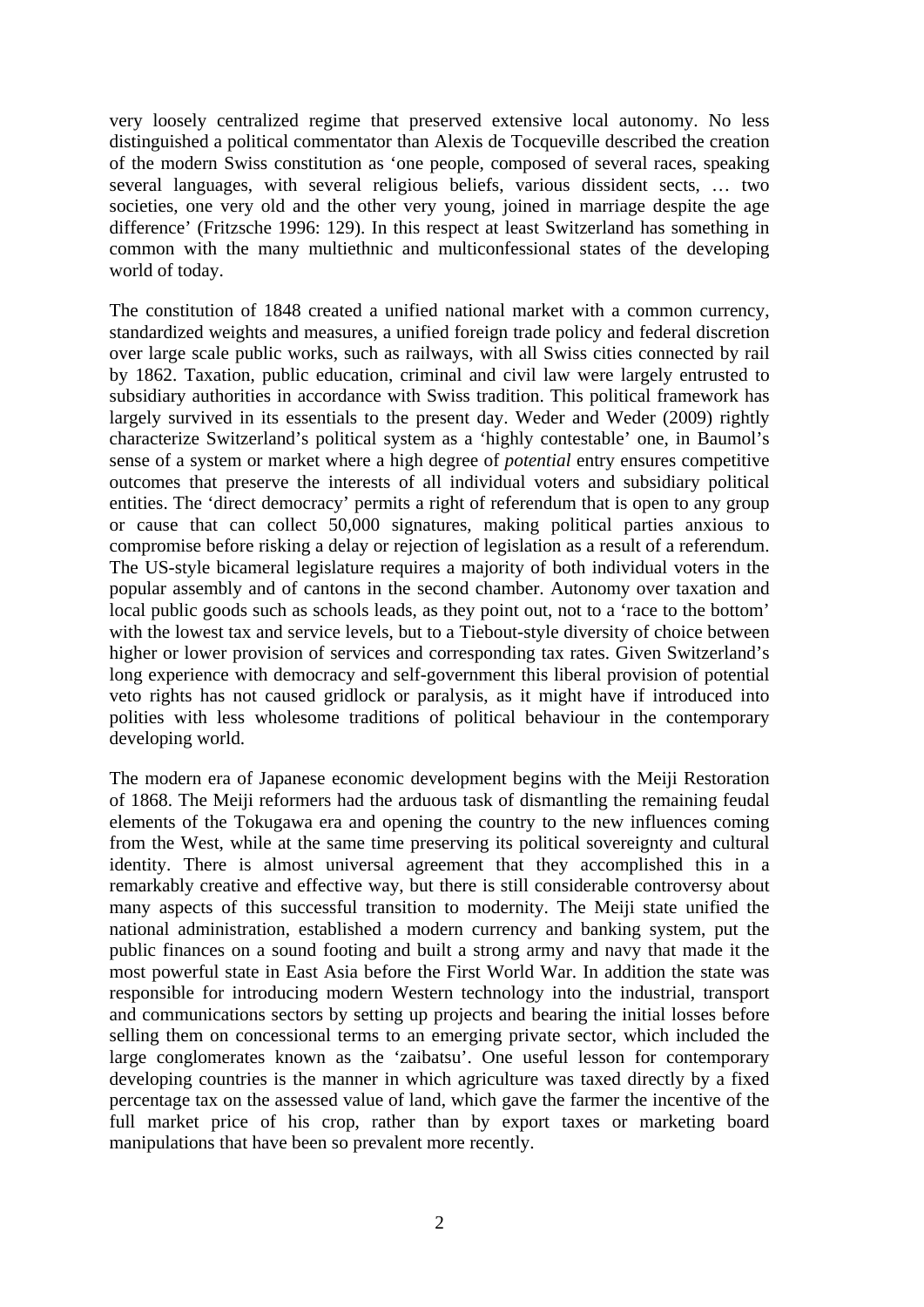very loosely centralized regime that preserved extensive local autonomy. No less distinguished a political commentator than Alexis de Tocqueville described the creation of the modern Swiss constitution as 'one people, composed of several races, speaking several languages, with several religious beliefs, various dissident sects, … two societies, one very old and the other very young, joined in marriage despite the age difference' (Fritzsche 1996: 129). In this respect at least Switzerland has something in common with the many multiethnic and multiconfessional states of the developing world of today.

The constitution of 1848 created a unified national market with a common currency, standardized weights and measures, a unified foreign trade policy and federal discretion over large scale public works, such as railways, with all Swiss cities connected by rail by 1862. Taxation, public education, criminal and civil law were largely entrusted to subsidiary authorities in accordance with Swiss tradition. This political framework has largely survived in its essentials to the present day. Weder and Weder (2009) rightly characterize Switzerland's political system as a 'highly contestable' one, in Baumol's sense of a system or market where a high degree of *potential* entry ensures competitive outcomes that preserve the interests of all individual voters and subsidiary political entities. The 'direct democracy' permits a right of referendum that is open to any group or cause that can collect 50,000 signatures, making political parties anxious to compromise before risking a delay or rejection of legislation as a result of a referendum. The US-style bicameral legislature requires a majority of both individual voters in the popular assembly and of cantons in the second chamber. Autonomy over taxation and local public goods such as schools leads, as they point out, not to a 'race to the bottom' with the lowest tax and service levels, but to a Tiebout-style diversity of choice between higher or lower provision of services and corresponding tax rates. Given Switzerland's long experience with democracy and self-government this liberal provision of potential veto rights has not caused gridlock or paralysis, as it might have if introduced into polities with less wholesome traditions of political behaviour in the contemporary developing world.

The modern era of Japanese economic development begins with the Meiji Restoration of 1868. The Meiji reformers had the arduous task of dismantling the remaining feudal elements of the Tokugawa era and opening the country to the new influences coming from the West, while at the same time preserving its political sovereignty and cultural identity. There is almost universal agreement that they accomplished this in a remarkably creative and effective way, but there is still considerable controversy about many aspects of this successful transition to modernity. The Meiji state unified the national administration, established a modern currency and banking system, put the public finances on a sound footing and built a strong army and navy that made it the most powerful state in East Asia before the First World War. In addition the state was responsible for introducing modern Western technology into the industrial, transport and communications sectors by setting up projects and bearing the initial losses before selling them on concessional terms to an emerging private sector, which included the large conglomerates known as the 'zaibatsu'. One useful lesson for contemporary developing countries is the manner in which agriculture was taxed directly by a fixed percentage tax on the assessed value of land, which gave the farmer the incentive of the full market price of his crop, rather than by export taxes or marketing board manipulations that have been so prevalent more recently.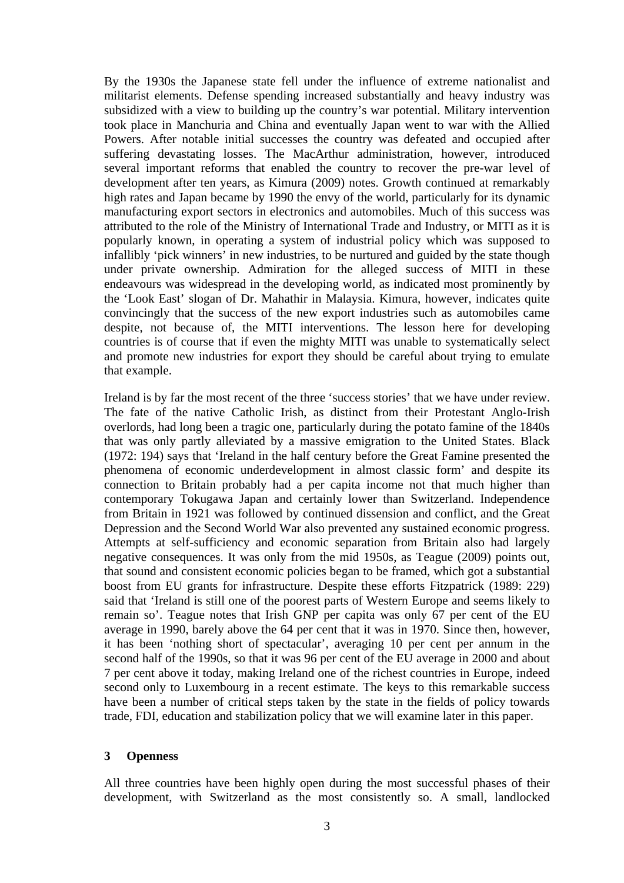By the 1930s the Japanese state fell under the influence of extreme nationalist and militarist elements. Defense spending increased substantially and heavy industry was subsidized with a view to building up the country's war potential. Military intervention took place in Manchuria and China and eventually Japan went to war with the Allied Powers. After notable initial successes the country was defeated and occupied after suffering devastating losses. The MacArthur administration, however, introduced several important reforms that enabled the country to recover the pre-war level of development after ten years, as Kimura (2009) notes. Growth continued at remarkably high rates and Japan became by 1990 the envy of the world, particularly for its dynamic manufacturing export sectors in electronics and automobiles. Much of this success was attributed to the role of the Ministry of International Trade and Industry, or MITI as it is popularly known, in operating a system of industrial policy which was supposed to infallibly 'pick winners' in new industries, to be nurtured and guided by the state though under private ownership. Admiration for the alleged success of MITI in these endeavours was widespread in the developing world, as indicated most prominently by the 'Look East' slogan of Dr. Mahathir in Malaysia. Kimura, however, indicates quite convincingly that the success of the new export industries such as automobiles came despite, not because of, the MITI interventions. The lesson here for developing countries is of course that if even the mighty MITI was unable to systematically select and promote new industries for export they should be careful about trying to emulate that example.

Ireland is by far the most recent of the three 'success stories' that we have under review. The fate of the native Catholic Irish, as distinct from their Protestant Anglo-Irish overlords, had long been a tragic one, particularly during the potato famine of the 1840s that was only partly alleviated by a massive emigration to the United States. Black (1972: 194) says that 'Ireland in the half century before the Great Famine presented the phenomena of economic underdevelopment in almost classic form' and despite its connection to Britain probably had a per capita income not that much higher than contemporary Tokugawa Japan and certainly lower than Switzerland. Independence from Britain in 1921 was followed by continued dissension and conflict, and the Great Depression and the Second World War also prevented any sustained economic progress. Attempts at self-sufficiency and economic separation from Britain also had largely negative consequences. It was only from the mid 1950s, as Teague (2009) points out, that sound and consistent economic policies began to be framed, which got a substantial boost from EU grants for infrastructure. Despite these efforts Fitzpatrick (1989: 229) said that 'Ireland is still one of the poorest parts of Western Europe and seems likely to remain so'. Teague notes that Irish GNP per capita was only 67 per cent of the EU average in 1990, barely above the 64 per cent that it was in 1970. Since then, however, it has been 'nothing short of spectacular', averaging 10 per cent per annum in the second half of the 1990s, so that it was 96 per cent of the EU average in 2000 and about 7 per cent above it today, making Ireland one of the richest countries in Europe, indeed second only to Luxembourg in a recent estimate. The keys to this remarkable success have been a number of critical steps taken by the state in the fields of policy towards trade, FDI, education and stabilization policy that we will examine later in this paper.

## 3 Openness

All three countries have been highly open during the most successful phases of their development, with Switzerland as the most consistently so. A small, landlocked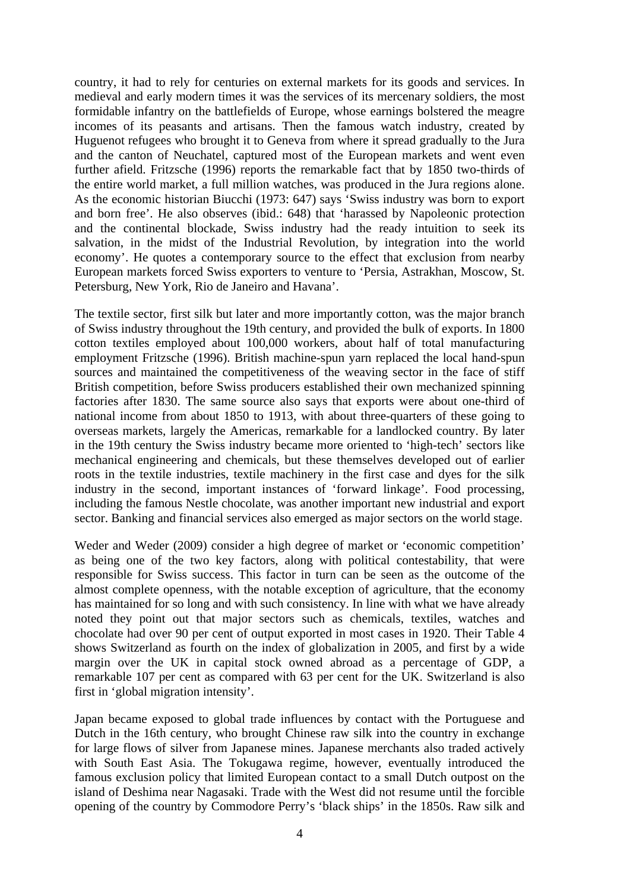country, it had to rely for centuries on external markets for its goods and services. In medieval and early modern times it was the services of its mercenary soldiers, the most formidable infantry on the battlefields of Europe, whose earnings bolstered the meagre incomes of its peasants and artisans. Then the famous watch industry, created by Huguenot refugees who brought it to Geneva from where it spread gradually to the Jura and the canton of Neuchatel, captured most of the European markets and went even further afield. Fritzsche (1996) reports the remarkable fact that by 1850 two-thirds of the entire world market, a full million watches, was produced in the Jura regions alone. As the economic historian Biucchi (1973: 647) says 'Swiss industry was born to export and born free'. He also observes (ibid.: 648) that 'harassed by Napoleonic protection and the continental blockade, Swiss industry had the ready intuition to seek its salvation, in the midst of the Industrial Revolution, by integration into the world economy'. He quotes a contemporary source to the effect that exclusion from nearby European markets forced Swiss exporters to venture to 'Persia, Astrakhan, Moscow, St. Petersburg, New York, Rio de Janeiro and Havana'.

The textile sector, first silk but later and more importantly cotton, was the major branch of Swiss industry throughout the 19th century, and provided the bulk of exports. In 1800 cotton textiles employed about 100,000 workers, about half of total manufacturing employment Fritzsche (1996). British machine-spun yarn replaced the local hand-spun sources and maintained the competitiveness of the weaving sector in the face of stiff British competition, before Swiss producers established their own mechanized spinning factories after 1830. The same source also says that exports were about one-third of national income from about 1850 to 1913, with about three-quarters of these going to overseas markets, largely the Americas, remarkable for a landlocked country. By later in the 19th century the Swiss industry became more oriented to 'high-tech' sectors like mechanical engineering and chemicals, but these themselves developed out of earlier roots in the textile industries, textile machinery in the first case and dyes for the silk industry in the second, important instances of 'forward linkage'. Food processing, including the famous Nestle chocolate, was another important new industrial and export sector. Banking and financial services also emerged as major sectors on the world stage.

Weder and Weder (2009) consider a high degree of market or 'economic competition' as being one of the two key factors, along with political contestability, that were responsible for Swiss success. This factor in turn can be seen as the outcome of the almost complete openness, with the notable exception of agriculture, that the economy has maintained for so long and with such consistency. In line with what we have already noted they point out that major sectors such as chemicals, textiles, watches and chocolate had over 90 per cent of output exported in most cases in 1920. Their Table 4 shows Switzerland as fourth on the index of globalization in 2005, and first by a wide margin over the UK in capital stock owned abroad as a percentage of GDP, a remarkable 107 per cent as compared with 63 per cent for the UK. Switzerland is also first in 'global migration intensity'.

Japan became exposed to global trade influences by contact with the Portuguese and Dutch in the 16th century, who brought Chinese raw silk into the country in exchange for large flows of silver from Japanese mines. Japanese merchants also traded actively with South East Asia. The Tokugawa regime, however, eventually introduced the famous exclusion policy that limited European contact to a small Dutch outpost on the island of Deshima near Nagasaki. Trade with the West did not resume until the forcible opening of the country by Commodore Perry's 'black ships' in the 1850s. Raw silk and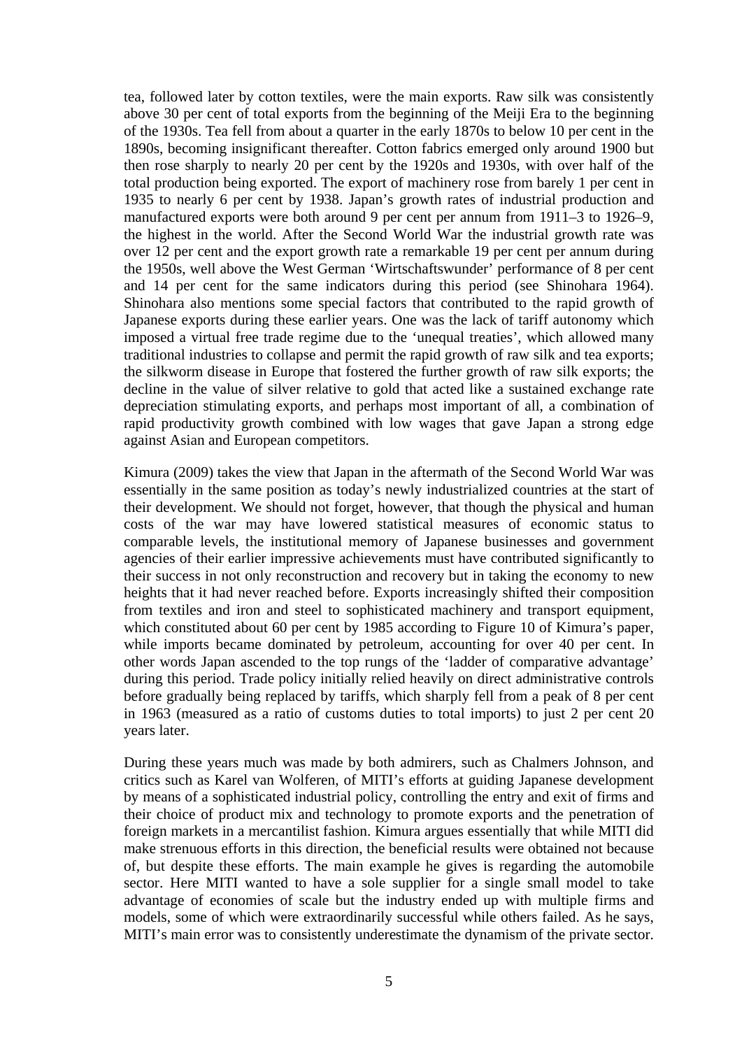tea, followed later by cotton textiles, were the main exports. Raw silk was consistently above 30 per cent of total exports from the beginning of the Meiji Era to the beginning of the 1930s. Tea fell from about a quarter in the early 1870s to below 10 per cent in the 1890s, becoming insignificant thereafter. Cotton fabrics emerged only around 1900 but then rose sharply to nearly 20 per cent by the 1920s and 1930s, with over half of the total production being exported. The export of machinery rose from barely 1 per cent in 1935 to nearly 6 per cent by 1938. Japan's growth rates of industrial production and manufactured exports were both around 9 per cent per annum from 1911–3 to 1926–9, the highest in the world. After the Second World War the industrial growth rate was over 12 per cent and the export growth rate a remarkable 19 per cent per annum during the 1950s, well above the West German 'Wirtschaftswunder' performance of 8 per cent and 14 per cent for the same indicators during this period (see Shinohara 1964). Shinohara also mentions some special factors that contributed to the rapid growth of Japanese exports during these earlier years. One was the lack of tariff autonomy which imposed a virtual free trade regime due to the 'unequal treaties', which allowed many traditional industries to collapse and permit the rapid growth of raw silk and tea exports; the silkworm disease in Europe that fostered the further growth of raw silk exports; the decline in the value of silver relative to gold that acted like a sustained exchange rate depreciation stimulating exports, and perhaps most important of all, a combination of rapid productivity growth combined with low wages that gave Japan a strong edge against Asian and European competitors.

Kimura (2009) takes the view that Japan in the aftermath of the Second World War was essentially in the same position as today's newly industrialized countries at the start of their development. We should not forget, however, that though the physical and human costs of the war may have lowered statistical measures of economic status to comparable levels, the institutional memory of Japanese businesses and government agencies of their earlier impressive achievements must have contributed significantly to their success in not only reconstruction and recovery but in taking the economy to new heights that it had never reached before. Exports increasingly shifted their composition from textiles and iron and steel to sophisticated machinery and transport equipment, which constituted about 60 per cent by 1985 according to Figure 10 of Kimura's paper, while imports became dominated by petroleum, accounting for over 40 per cent. In other words Japan ascended to the top rungs of the 'ladder of comparative advantage' during this period. Trade policy initially relied heavily on direct administrative controls before gradually being replaced by tariffs, which sharply fell from a peak of 8 per cent in 1963 (measured as a ratio of customs duties to total imports) to just 2 per cent 20 years later.

During these years much was made by both admirers, such as Chalmers Johnson, and critics such as Karel van Wolferen, of MITI's efforts at guiding Japanese development by means of a sophisticated industrial policy, controlling the entry and exit of firms and their choice of product mix and technology to promote exports and the penetration of foreign markets in a mercantilist fashion. Kimura argues essentially that while MITI did make strenuous efforts in this direction, the beneficial results were obtained not because of, but despite these efforts. The main example he gives is regarding the automobile sector. Here MITI wanted to have a sole supplier for a single small model to take advantage of economies of scale but the industry ended up with multiple firms and models, some of which were extraordinarily successful while others failed. As he says, MITI's main error was to consistently underestimate the dynamism of the private sector.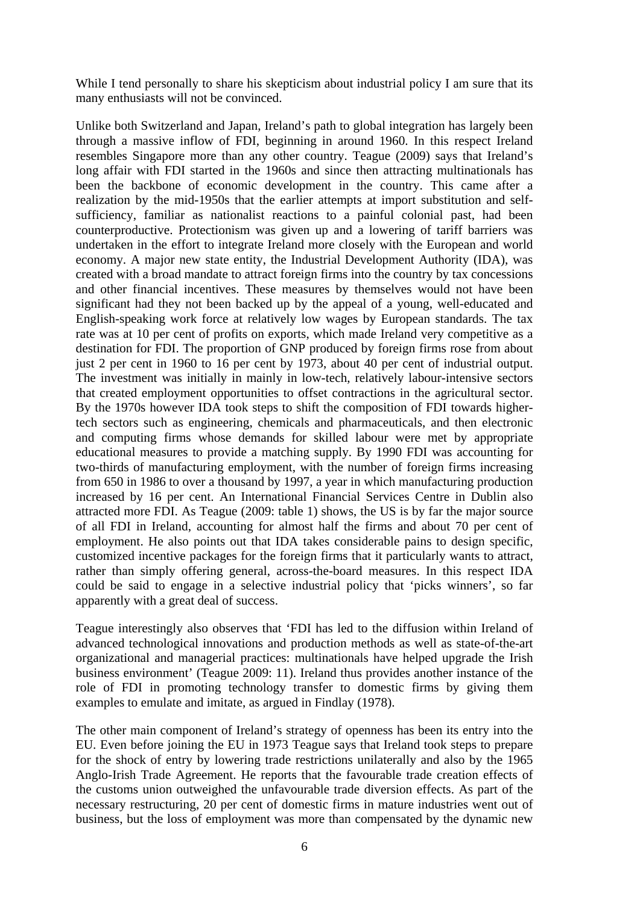While I tend personally to share his skepticism about industrial policy I am sure that its many enthusiasts will not be convinced.

Unlike both Switzerland and Japan, Ireland's path to global integration has largely been through a massive inflow of FDI, beginning in around 1960. In this respect Ireland resembles Singapore more than any other country. Teague (2009) says that Ireland's long affair with FDI started in the 1960s and since then attracting multinationals has been the backbone of economic development in the country. This came after a realization by the mid-1950s that the earlier attempts at import substitution and self-sufficiency, familiar as nationalist reactions to a painful colonial past, had been counterproductive. Protectionism was given up and a lowering of tariff barriers was undertaken in the effort to integrate Ireland more closely with the European and world economy. A major new state entity, the Industrial Development Authority (IDA), was created with a broad mandate to attract foreign firms into the country by tax concessions and other financial incentives. These measures by themselves would not have been significant had they not been backed up by the appeal of a young, well-educated and English-speaking work force at relatively low wages by European standards. The tax rate was at 10 per cent of profits on exports, which made Ireland very competitive as a destination for FDI. The proportion of GNP produced by foreign firms rose from about just 2 per cent in 1960 to 16 per cent by 1973, about 40 per cent of industrial output. The investment was initially in mainly in low-tech, relatively labour-intensive sectors that created employment opportunities to offset contractions in the agricultural sector. By the 1970s however IDA took steps to shift the composition of FDI towards higher-tech sectors such as engineering, chemicals and pharmaceuticals, and then electronic and computing firms whose demands for skilled labour were met by appropriate educational measures to provide a matching supply. By 1990 FDI was accounting for two-thirds of manufacturing employment, with the number of foreign firms increasing from 650 in 1986 to over a thousand by 1997, a year in which manufacturing production increased by 16 per cent. An International Financial Services Centre in Dublin also attracted more FDI. As Teague (2009: table 1) shows, the US is by far the major source of all FDI in Ireland, accounting for almost half the firms and about 70 per cent of employment. He also points out that IDA takes considerable pains to design specific, customized incentive packages for the foreign firms that it particularly wants to attract, rather than simply offering general, across-the-board measures. In this respect IDA could be said to engage in a selective industrial policy that 'picks winners', so far apparently with a great deal of success.

Teague interestingly also observes that 'FDI has led to the diffusion within Ireland of advanced technological innovations and production methods as well as state-of-the-art organizational and managerial practices: multinationals have helped upgrade the Irish business environment' (Teague 2009: 11). Ireland thus provides another instance of the role of FDI in promoting technology transfer to domestic firms by giving them examples to emulate and imitate, as argued in Findlay (1978).

The other main component of Ireland's strategy of openness has been its entry into the EU. Even before joining the EU in 1973 Teague says that Ireland took steps to prepare for the shock of entry by lowering trade restrictions unilaterally and also by the 1965 Anglo-Irish Trade Agreement. He reports that the favourable trade creation effects of the customs union outweighed the unfavourable trade diversion effects. As part of the necessary restructuring, 20 per cent of domestic firms in mature industries went out of business, but the loss of employment was more than compensated by the dynamic new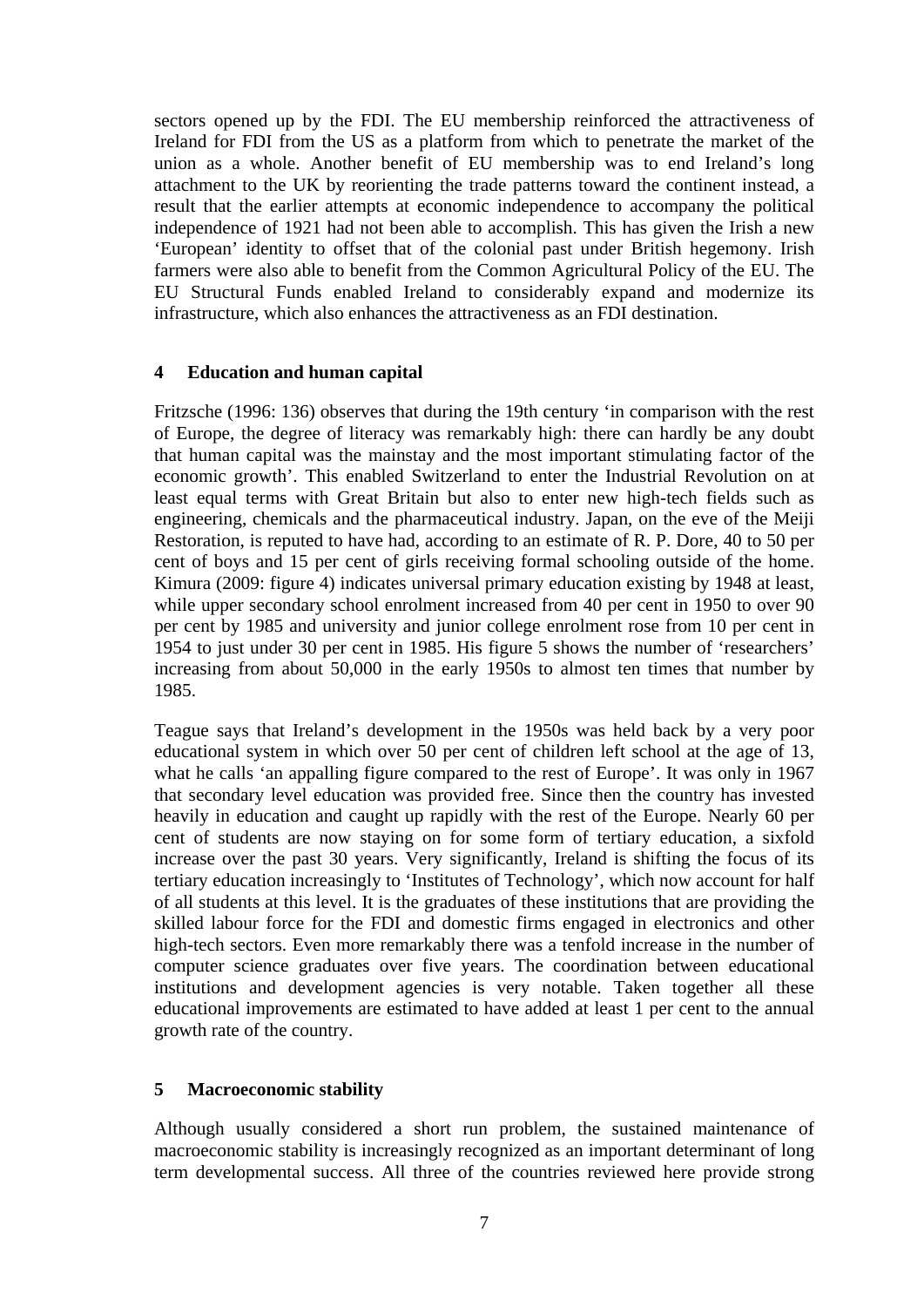sectors opened up by the FDI. The EU membership reinforced the attractiveness of Ireland for FDI from the US as a platform from which to penetrate the market of the union as a whole. Another benefit of EU membership was to end Ireland's long attachment to the UK by reorienting the trade patterns toward the continent instead, a result that the earlier attempts at economic independence to accompany the political independence of 1921 had not been able to accomplish. This has given the Irish a new 'European' identity to offset that of the colonial past under British hegemony. Irish farmers were also able to benefit from the Common Agricultural Policy of the EU. The EU Structural Funds enabled Ireland to considerably expand and modernize its infrastructure, which also enhances the attractiveness as an FDI destination.

## 4 Education and human capital

Fritzsche (1996: 136) observes that during the 19th century 'in comparison with the rest of Europe, the degree of literacy was remarkably high: there can hardly be any doubt that human capital was the mainstay and the most important stimulating factor of the economic growth'. This enabled Switzerland to enter the Industrial Revolution on at least equal terms with Great Britain but also to enter new high-tech fields such as engineering, chemicals and the pharmaceutical industry. Japan, on the eve of the Meiji Restoration, is reputed to have had, according to an estimate of R. P. Dore, 40 to 50 per cent of boys and 15 per cent of girls receiving formal schooling outside of the home. Kimura (2009: figure 4) indicates universal primary education existing by 1948 at least, while upper secondary school enrolment increased from 40 per cent in 1950 to over 90 per cent by 1985 and university and junior college enrolment rose from 10 per cent in 1954 to just under 30 per cent in 1985. His figure 5 shows the number of 'researchers' increasing from about 50,000 in the early 1950s to almost ten times that number by 1985.

Teague says that Ireland's development in the 1950s was held back by a very poor educational system in which over 50 per cent of children left school at the age of 13, what he calls 'an appalling figure compared to the rest of Europe'. It was only in 1967 that secondary level education was provided free. Since then the country has invested heavily in education and caught up rapidly with the rest of the Europe. Nearly 60 per cent of students are now staying on for some form of tertiary education, a sixfold increase over the past 30 years. Very significantly, Ireland is shifting the focus of its tertiary education increasingly to 'Institutes of Technology', which now account for half of all students at this level. It is the graduates of these institutions that are providing the skilled labour force for the FDI and domestic firms engaged in electronics and other high-tech sectors. Even more remarkably there was a tenfold increase in the number of computer science graduates over five years. The coordination between educational institutions and development agencies is very notable. Taken together all these educational improvements are estimated to have added at least 1 per cent to the annual growth rate of the country.

## 5 Macroeconomic stability

Although usually considered a short run problem, the sustained maintenance of macroeconomic stability is increasingly recognized as an important determinant of long term developmental success. All three of the countries reviewed here provide strong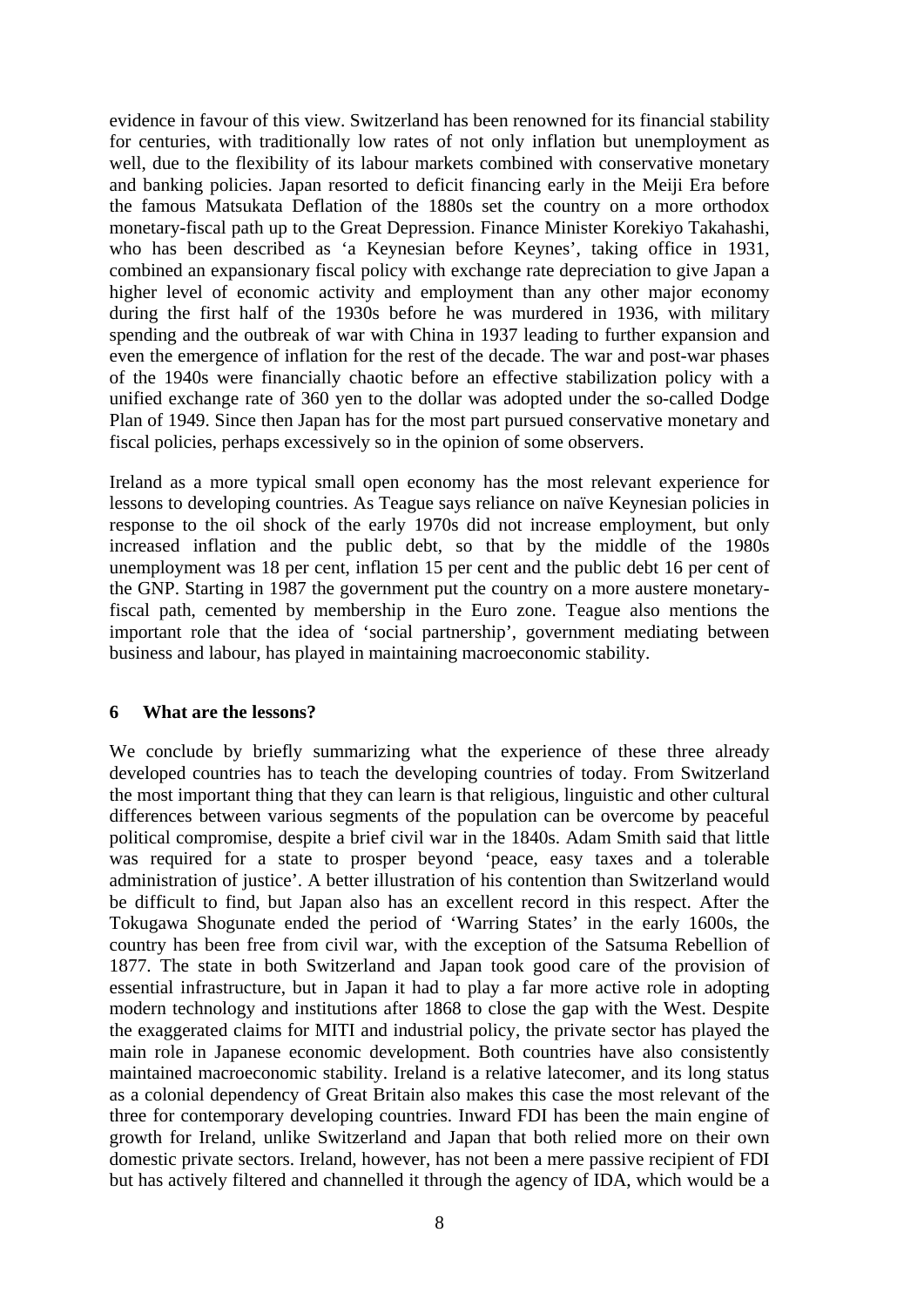evidence in favour of this view. Switzerland has been renowned for its financial stability for centuries, with traditionally low rates of not only inflation but unemployment as well, due to the flexibility of its labour markets combined with conservative monetary and banking policies. Japan resorted to deficit financing early in the Meiji Era before the famous Matsukata Deflation of the 1880s set the country on a more orthodox monetary-fiscal path up to the Great Depression. Finance Minister Korekiyo Takahashi, who has been described as 'a Keynesian before Keynes', taking office in 1931, combined an expansionary fiscal policy with exchange rate depreciation to give Japan a higher level of economic activity and employment than any other major economy during the first half of the 1930s before he was murdered in 1936, with military spending and the outbreak of war with China in 1937 leading to further expansion and even the emergence of inflation for the rest of the decade. The war and post-war phases of the 1940s were financially chaotic before an effective stabilization policy with a unified exchange rate of 360 yen to the dollar was adopted under the so-called Dodge Plan of 1949. Since then Japan has for the most part pursued conservative monetary and fiscal policies, perhaps excessively so in the opinion of some observers.

Ireland as a more typical small open economy has the most relevant experience for lessons to developing countries. As Teague says reliance on naïve Keynesian policies in response to the oil shock of the early 1970s did not increase employment, but only increased inflation and the public debt, so that by the middle of the 1980s unemployment was 18 per cent, inflation 15 per cent and the public debt 16 per cent of the GNP. Starting in 1987 the government put the country on a more austere monetary-fiscal path, cemented by membership in the Euro zone. Teague also mentions the important role that the idea of 'social partnership', government mediating between business and labour, has played in maintaining macroeconomic stability.

## 6 What are the lessons?

We conclude by briefly summarizing what the experience of these three already developed countries has to teach the developing countries of today. From Switzerland the most important thing that they can learn is that religious, linguistic and other cultural differences between various segments of the population can be overcome by peaceful political compromise, despite a brief civil war in the 1840s. Adam Smith said that little was required for a state to prosper beyond 'peace, easy taxes and a tolerable administration of justice'. A better illustration of his contention than Switzerland would be difficult to find, but Japan also has an excellent record in this respect. After the Tokugawa Shogunate ended the period of 'Warring States' in the early 1600s, the country has been free from civil war, with the exception of the Satsuma Rebellion of 1877. The state in both Switzerland and Japan took good care of the provision of essential infrastructure, but in Japan it had to play a far more active role in adopting modern technology and institutions after 1868 to close the gap with the West. Despite the exaggerated claims for MITI and industrial policy, the private sector has played the main role in Japanese economic development. Both countries have also consistently maintained macroeconomic stability. Ireland is a relative latecomer, and its long status as a colonial dependency of Great Britain also makes this case the most relevant of the three for contemporary developing countries. Inward FDI has been the main engine of growth for Ireland, unlike Switzerland and Japan that both relied more on their own domestic private sectors. Ireland, however, has not been a mere passive recipient of FDI but has actively filtered and channelled it through the agency of IDA, which would be a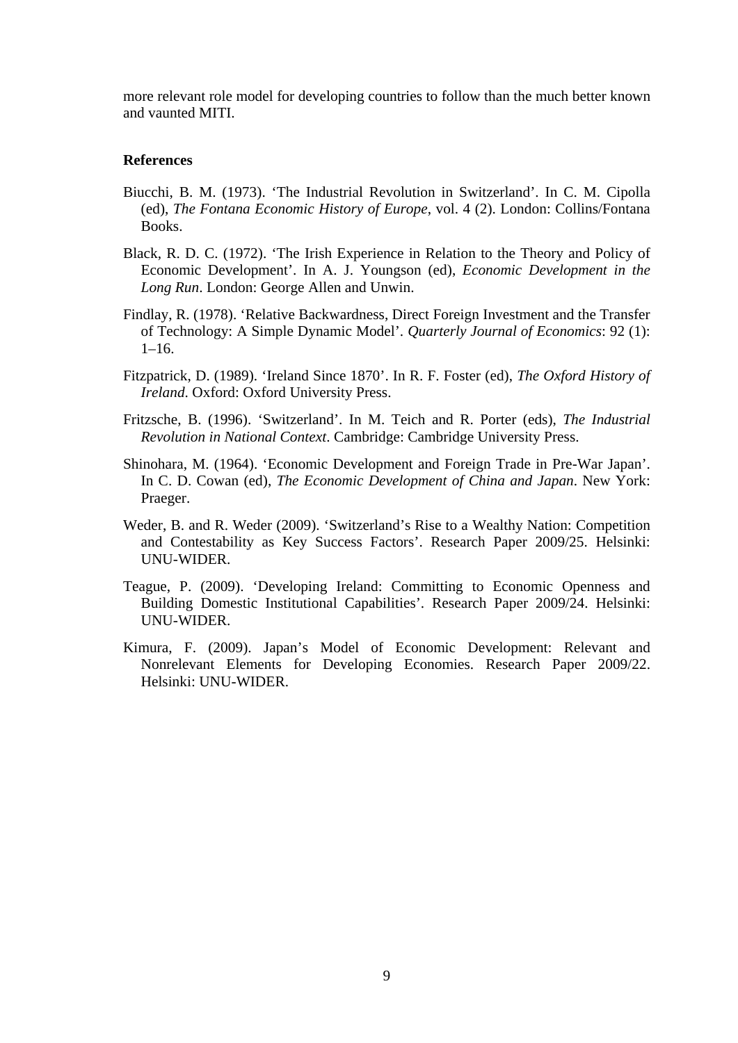more relevant role model for developing countries to follow than the much better known and vaunted MITI.

**References**

Biucchi, B. M. (1973). 'The Industrial Revolution in Switzerland'. In C. M. Cipolla (ed), *The Fontana Economic History of Europe*, vol. 4 (2). London: Collins/Fontana Books.

Black, R. D. C. (1972). 'The Irish Experience in Relation to the Theory and Policy of Economic Development'. In A. J. Youngson (ed), *Economic Development in the Long Run*. London: George Allen and Unwin.

Findlay, R. (1978). 'Relative Backwardness, Direct Foreign Investment and the Transfer of Technology: A Simple Dynamic Model'. *Quarterly Journal of Economics*: 92 (1): 1–16.

Fitzpatrick, D. (1989). 'Ireland Since 1870'. In R. F. Foster (ed), *The Oxford History of Ireland*. Oxford: Oxford University Press.

Fritzsche, B. (1996). 'Switzerland'. In M. Teich and R. Porter (eds), *The Industrial Revolution in National Context*. Cambridge: Cambridge University Press.

Shinohara, M. (1964). 'Economic Development and Foreign Trade in Pre-War Japan'. In C. D. Cowan (ed), *The Economic Development of China and Japan*. New York: Praeger.

Weder, B. and R. Weder (2009). 'Switzerland's Rise to a Wealthy Nation: Competition and Contestability as Key Success Factors'. Research Paper 2009/25. Helsinki: UNU-WIDER.

Teague, P. (2009). 'Developing Ireland: Committing to Economic Openness and Building Domestic Institutional Capabilities'. Research Paper 2009/24. Helsinki: UNU-WIDER.

Kimura, F. (2009). Japan's Model of Economic Development: Relevant and Nonrelevant Elements for Developing Economies. Research Paper 2009/22. Helsinki: UNU-WIDER.